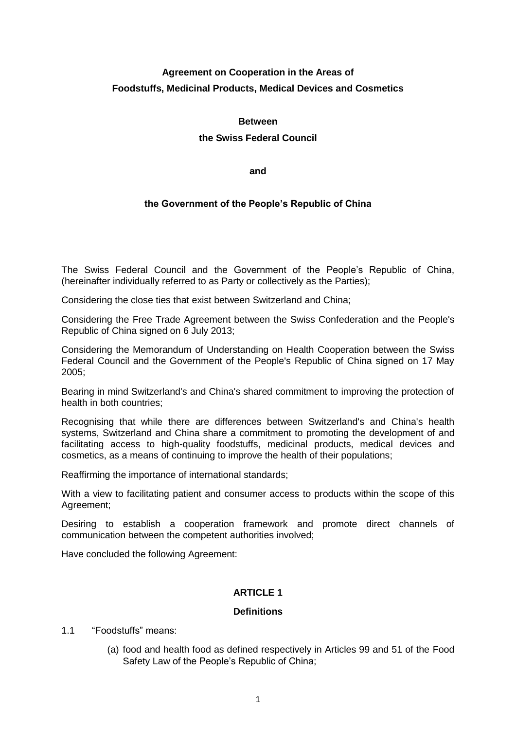# Agreement on Cooperation in the Areas of Foodstuffs, Medicinal Products, Medical Devices and Cosmetics

**Between**

**the Swiss Federal Council**

**and**

**the Government of the People's Republic of China**

The Swiss Federal Council and the Government of the People's Republic of China, (hereinafter individually referred to as Party or collectively as the Parties);

Considering the close ties that exist between Switzerland and China;

Considering the Free Trade Agreement between the Swiss Confederation and the People's Republic of China signed on 6 July 2013;

Considering the Memorandum of Understanding on Health Cooperation between the Swiss Federal Council and the Government of the People's Republic of China signed on 17 May 2005;

Bearing in mind Switzerland's and China's shared commitment to improving the protection of health in both countries;

Recognising that while there are differences between Switzerland's and China's health systems, Switzerland and China share a commitment to promoting the development of and facilitating access to high-quality foodstuffs, medicinal products, medical devices and cosmetics, as a means of continuing to improve the health of their populations;

Reaffirming the importance of international standards;

With a view to facilitating patient and consumer access to products within the scope of this Agreement;

Desiring to establish a cooperation framework and promote direct channels of communication between the competent authorities involved;

Have concluded the following Agreement:

## ARTICLE 1

### Definitions

1.1 "Foodstuffs" means:

(a) food and health food as defined respectively in Articles 99 and 51 of the Food Safety Law of the People's Republic of China;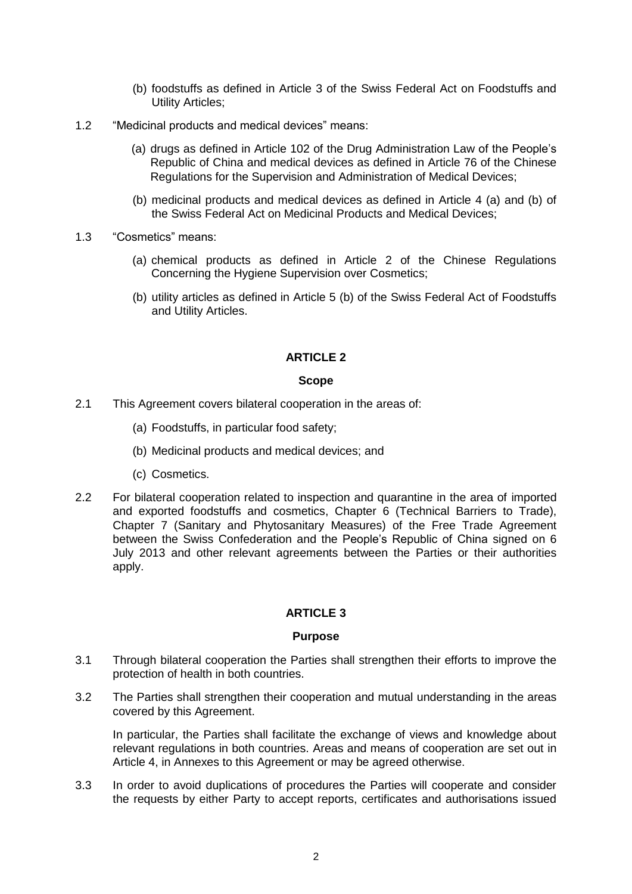(b) foodstuffs as defined in Article 3 of the Swiss Federal Act on Foodstuffs and Utility Articles;

1.2 "Medicinal products and medical devices" means:

(a) drugs as defined in Article 102 of the Drug Administration Law of the People's Republic of China and medical devices as defined in Article 76 of the Chinese Regulations for the Supervision and Administration of Medical Devices;

(b) medicinal products and medical devices as defined in Article 4 (a) and (b) of the Swiss Federal Act on Medicinal Products and Medical Devices;

1.3 "Cosmetics" means:

(a) chemical products as defined in Article 2 of the Chinese Regulations Concerning the Hygiene Supervision over Cosmetics;

(b) utility articles as defined in Article 5 (b) of the Swiss Federal Act of Foodstuffs and Utility Articles.

## ARTICLE 2

### Scope

2.1 This Agreement covers bilateral cooperation in the areas of:

(a) Foodstuffs, in particular food safety;

(b) Medicinal products and medical devices; and

(c) Cosmetics.

2.2 For bilateral cooperation related to inspection and quarantine in the area of imported and exported foodstuffs and cosmetics, Chapter 6 (Technical Barriers to Trade), Chapter 7 (Sanitary and Phytosanitary Measures) of the Free Trade Agreement between the Swiss Confederation and the People's Republic of China signed on 6 July 2013 and other relevant agreements between the Parties or their authorities apply.

## ARTICLE 3

### Purpose

3.1 Through bilateral cooperation the Parties shall strengthen their efforts to improve the protection of health in both countries.

3.2 The Parties shall strengthen their cooperation and mutual understanding in the areas covered by this Agreement.

In particular, the Parties shall facilitate the exchange of views and knowledge about relevant regulations in both countries. Areas and means of cooperation are set out in Article 4, in Annexes to this Agreement or may be agreed otherwise.

3.3 In order to avoid duplications of procedures the Parties will cooperate and consider the requests by either Party to accept reports, certificates and authorisations issued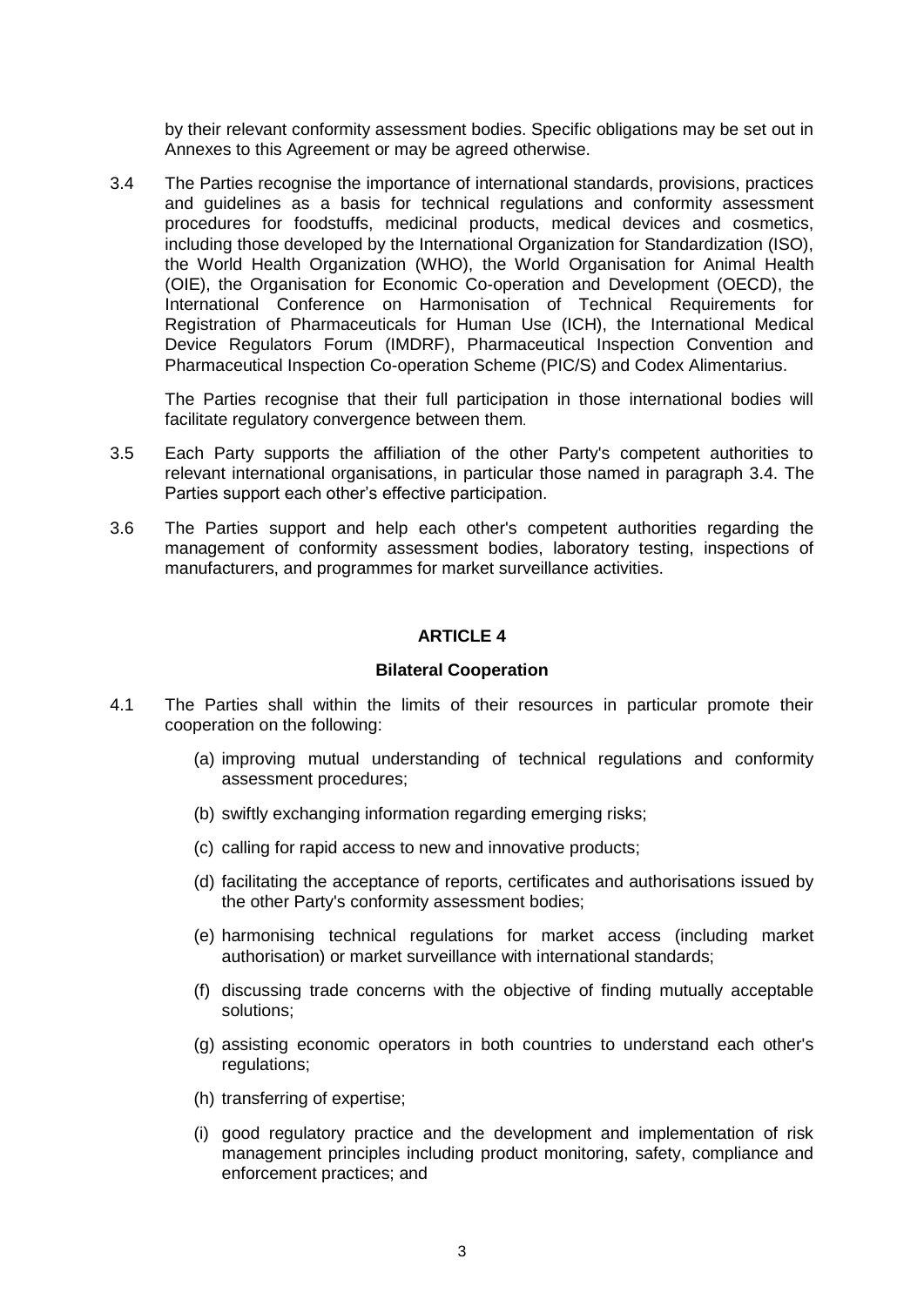by their relevant conformity assessment bodies. Specific obligations may be set out in Annexes to this Agreement or may be agreed otherwise.

3.4 The Parties recognise the importance of international standards, provisions, practices and guidelines as a basis for technical regulations and conformity assessment procedures for foodstuffs, medicinal products, medical devices and cosmetics, including those developed by the International Organization for Standardization (ISO), the World Health Organization (WHO), the World Organisation for Animal Health (OIE), the Organisation for Economic Co-operation and Development (OECD), the International Conference on Harmonisation of Technical Requirements for Registration of Pharmaceuticals for Human Use (ICH), the International Medical Device Regulators Forum (IMDRF), Pharmaceutical Inspection Convention and Pharmaceutical Inspection Co-operation Scheme (PIC/S) and Codex Alimentarius.

The Parties recognise that their full participation in those international bodies will facilitate regulatory convergence between them.

3.5 Each Party supports the affiliation of the other Party's competent authorities to relevant international organisations, in particular those named in paragraph 3.4. The Parties support each other's effective participation.

3.6 The Parties support and help each other's competent authorities regarding the management of conformity assessment bodies, laboratory testing, inspections of manufacturers, and programmes for market surveillance activities.

## ARTICLE 4

### Bilateral Cooperation

4.1 The Parties shall within the limits of their resources in particular promote their cooperation on the following:

(a) improving mutual understanding of technical regulations and conformity assessment procedures;

(b) swiftly exchanging information regarding emerging risks;

(c) calling for rapid access to new and innovative products;

(d) facilitating the acceptance of reports, certificates and authorisations issued by the other Party's conformity assessment bodies;

(e) harmonising technical regulations for market access (including market authorisation) or market surveillance with international standards;

(f) discussing trade concerns with the objective of finding mutually acceptable solutions;

(g) assisting economic operators in both countries to understand each other's regulations;

(h) transferring of expertise;

(i) good regulatory practice and the development and implementation of risk management principles including product monitoring, safety, compliance and enforcement practices; and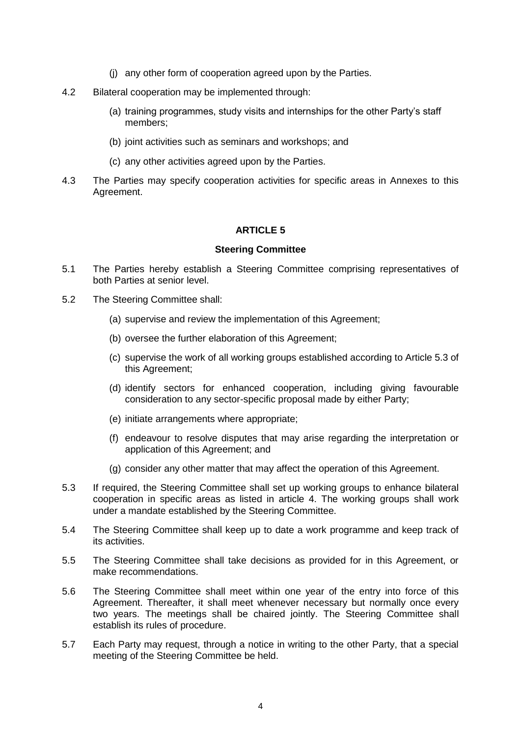(j) any other form of cooperation agreed upon by the Parties.

4.2 Bilateral cooperation may be implemented through:

(a) training programmes, study visits and internships for the other Party's staff members;

(b) joint activities such as seminars and workshops; and

(c) any other activities agreed upon by the Parties.

4.3 The Parties may specify cooperation activities for specific areas in Annexes to this Agreement.

## ARTICLE 5

### Steering Committee

5.1 The Parties hereby establish a Steering Committee comprising representatives of both Parties at senior level.

5.2 The Steering Committee shall:

(a) supervise and review the implementation of this Agreement;

(b) oversee the further elaboration of this Agreement;

(c) supervise the work of all working groups established according to Article 5.3 of this Agreement;

(d) identify sectors for enhanced cooperation, including giving favourable consideration to any sector-specific proposal made by either Party;

(e) initiate arrangements where appropriate;

(f) endeavour to resolve disputes that may arise regarding the interpretation or application of this Agreement; and

(g) consider any other matter that may affect the operation of this Agreement.

5.3 If required, the Steering Committee shall set up working groups to enhance bilateral cooperation in specific areas as listed in article 4. The working groups shall work under a mandate established by the Steering Committee.

5.4 The Steering Committee shall keep up to date a work programme and keep track of its activities.

5.5 The Steering Committee shall take decisions as provided for in this Agreement, or make recommendations.

5.6 The Steering Committee shall meet within one year of the entry into force of this Agreement. Thereafter, it shall meet whenever necessary but normally once every two years. The meetings shall be chaired jointly. The Steering Committee shall establish its rules of procedure.

5.7 Each Party may request, through a notice in writing to the other Party, that a special meeting of the Steering Committee be held.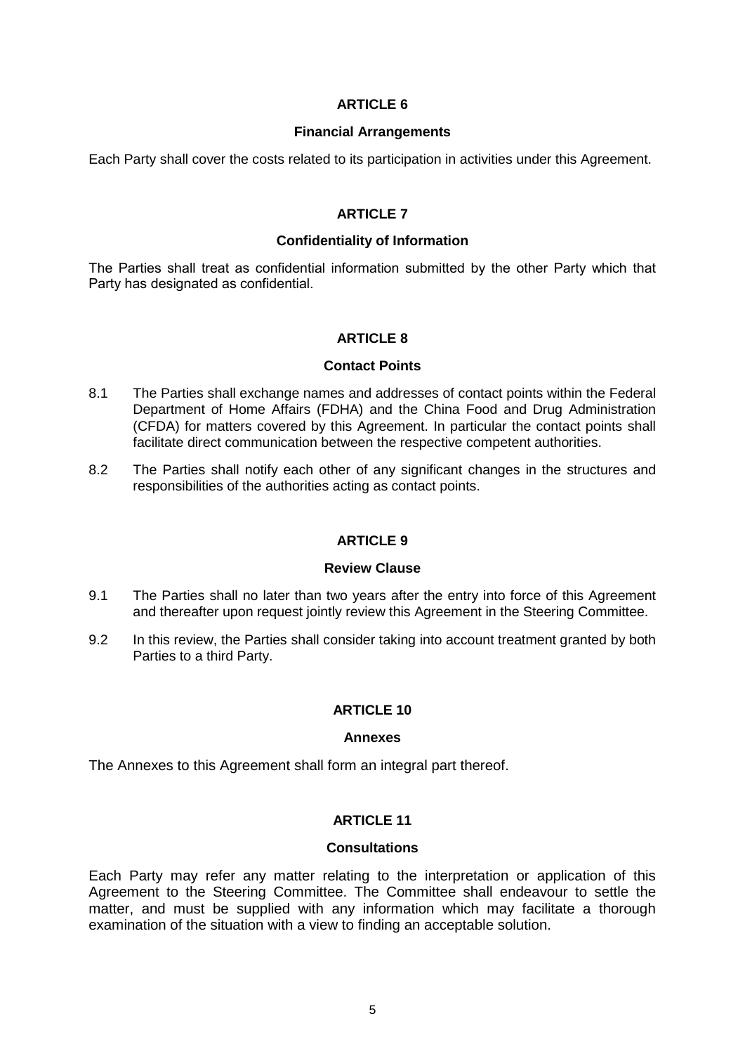## ARTICLE 6

### Financial Arrangements

Each Party shall cover the costs related to its participation in activities under this Agreement.

## ARTICLE 7

### Confidentiality of Information

The Parties shall treat as confidential information submitted by the other Party which that Party has designated as confidential.

## ARTICLE 8

### Contact Points

8.1 The Parties shall exchange names and addresses of contact points within the Federal Department of Home Affairs (FDHA) and the China Food and Drug Administration (CFDA) for matters covered by this Agreement. In particular the contact points shall facilitate direct communication between the respective competent authorities.

8.2 The Parties shall notify each other of any significant changes in the structures and responsibilities of the authorities acting as contact points.

## ARTICLE 9

### Review Clause

9.1 The Parties shall no later than two years after the entry into force of this Agreement and thereafter upon request jointly review this Agreement in the Steering Committee.

9.2 In this review, the Parties shall consider taking into account treatment granted by both Parties to a third Party.

## ARTICLE 10

### Annexes

The Annexes to this Agreement shall form an integral part thereof.

## ARTICLE 11

### Consultations

Each Party may refer any matter relating to the interpretation or application of this Agreement to the Steering Committee. The Committee shall endeavour to settle the matter, and must be supplied with any information which may facilitate a thorough examination of the situation with a view to finding an acceptable solution.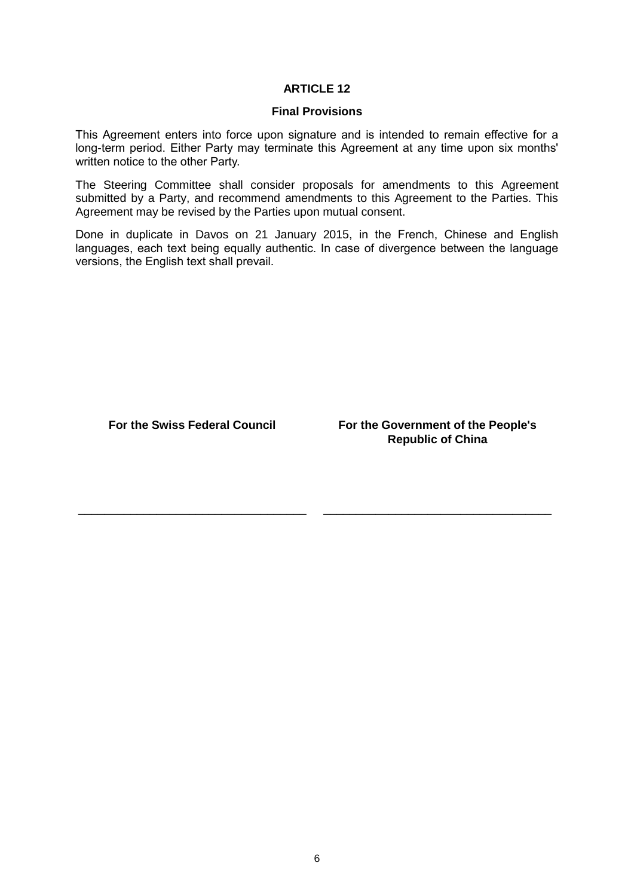## ARTICLE 12

### Final Provisions

This Agreement enters into force upon signature and is intended to remain effective for a long-term period. Either Party may terminate this Agreement at any time upon six months' written notice to the other Party.

The Steering Committee shall consider proposals for amendments to this Agreement submitted by a Party, and recommend amendments to this Agreement to the Parties. This Agreement may be revised by the Parties upon mutual consent.

Done in duplicate in Davos on 21 January 2015, in the French, Chinese and English languages, each text being equally authentic. In case of divergence between the language versions, the English text shall prevail.

| **For the Swiss Federal Council** | **For the Government of the People's Republic of China** |
|---|---|
| ___________________________________ | ___________________________________ |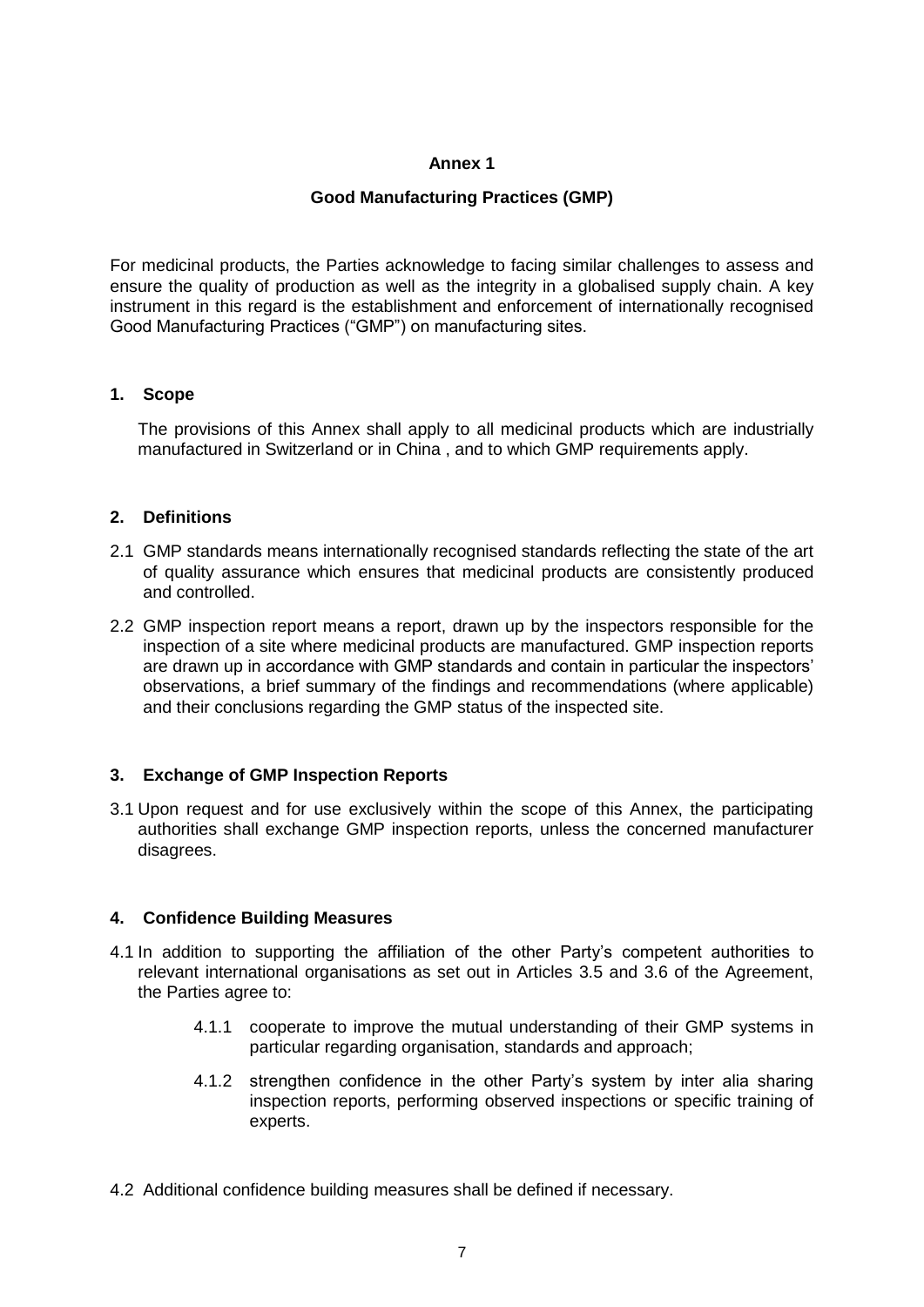# Annex 1

## Good Manufacturing Practices (GMP)

For medicinal products, the Parties acknowledge to facing similar challenges to assess and ensure the quality of production as well as the integrity in a globalised supply chain. A key instrument in this regard is the establishment and enforcement of internationally recognised Good Manufacturing Practices ("GMP") on manufacturing sites.

### 1. Scope

The provisions of this Annex shall apply to all medicinal products which are industrially manufactured in Switzerland or in China , and to which GMP requirements apply.

### 2. Definitions

2.1 GMP standards means internationally recognised standards reflecting the state of the art of quality assurance which ensures that medicinal products are consistently produced and controlled.

2.2 GMP inspection report means a report, drawn up by the inspectors responsible for the inspection of a site where medicinal products are manufactured. GMP inspection reports are drawn up in accordance with GMP standards and contain in particular the inspectors' observations, a brief summary of the findings and recommendations (where applicable) and their conclusions regarding the GMP status of the inspected site.

### 3. Exchange of GMP Inspection Reports

3.1 Upon request and for use exclusively within the scope of this Annex, the participating authorities shall exchange GMP inspection reports, unless the concerned manufacturer disagrees.

### 4. Confidence Building Measures

4.1 In addition to supporting the affiliation of the other Party's competent authorities to relevant international organisations as set out in Articles 3.5 and 3.6 of the Agreement, the Parties agree to:

4.1.1 cooperate to improve the mutual understanding of their GMP systems in particular regarding organisation, standards and approach;

4.1.2 strengthen confidence in the other Party's system by inter alia sharing inspection reports, performing observed inspections or specific training of experts.

4.2 Additional confidence building measures shall be defined if necessary.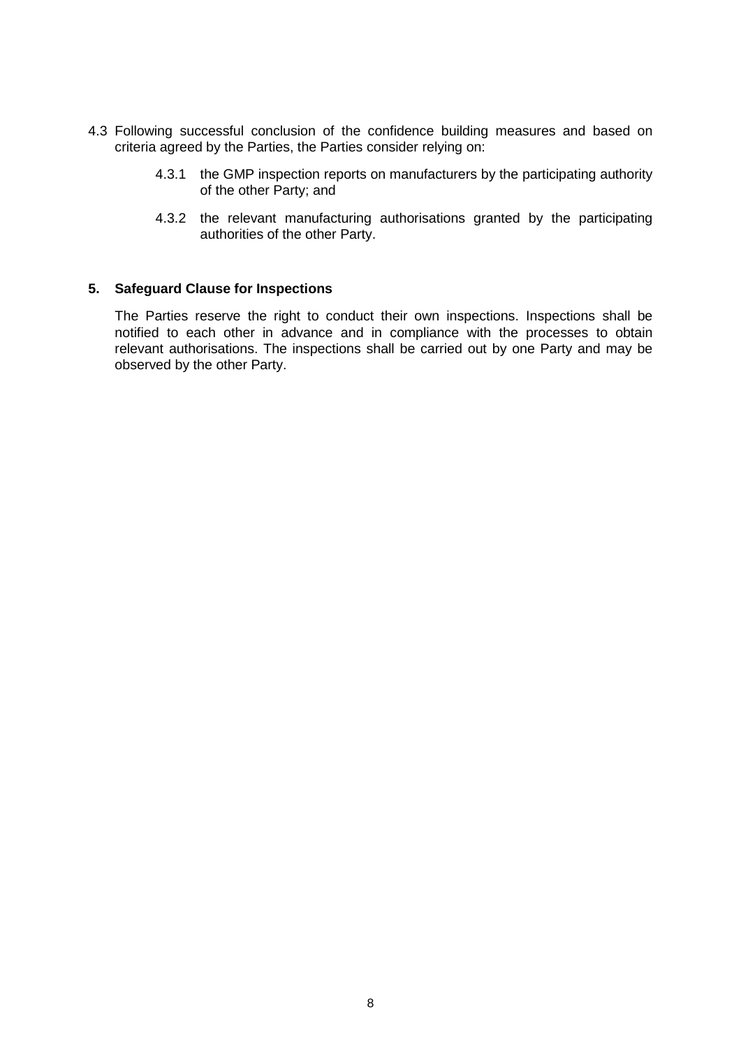4.3 Following successful conclusion of the confidence building measures and based on criteria agreed by the Parties, the Parties consider relying on:

  4.3.1 the GMP inspection reports on manufacturers by the participating authority of the other Party; and

  4.3.2 the relevant manufacturing authorisations granted by the participating authorities of the other Party.

## 5. Safeguard Clause for Inspections

The Parties reserve the right to conduct their own inspections. Inspections shall be notified to each other in advance and in compliance with the processes to obtain relevant authorisations. The inspections shall be carried out by one Party and may be observed by the other Party.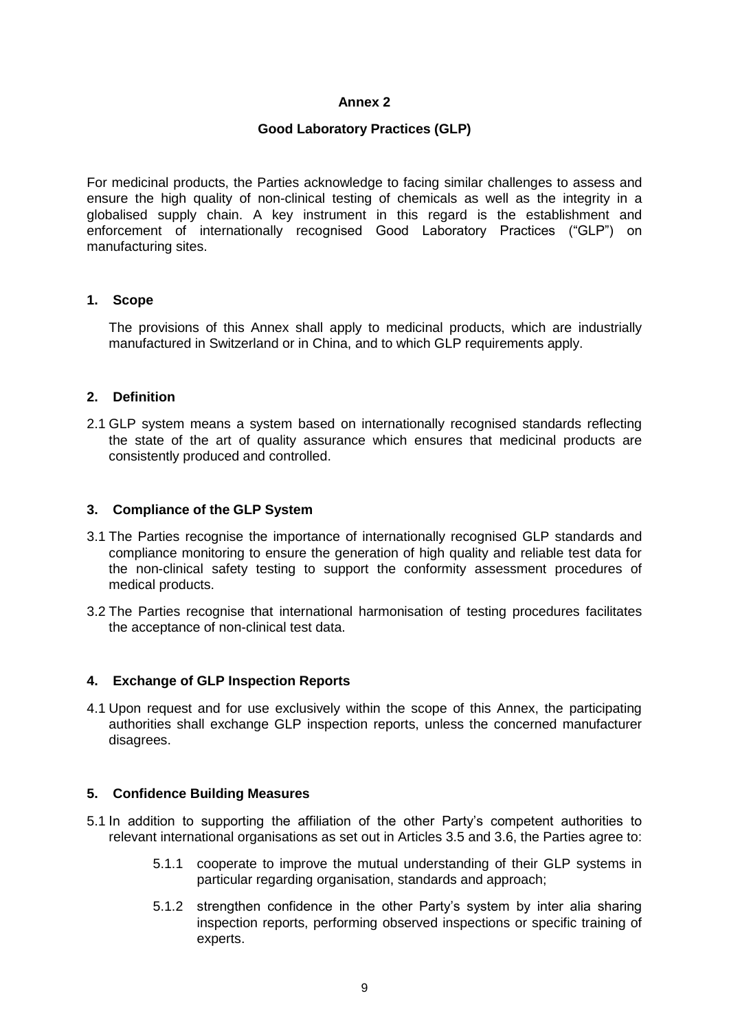**Annex 2**

**Good Laboratory Practices (GLP)**

For medicinal products, the Parties acknowledge to facing similar challenges to assess and ensure the high quality of non-clinical testing of chemicals as well as the integrity in a globalised supply chain. A key instrument in this regard is the establishment and enforcement of internationally recognised Good Laboratory Practices ("GLP") on manufacturing sites.

## 1. Scope

The provisions of this Annex shall apply to medicinal products, which are industrially manufactured in Switzerland or in China, and to which GLP requirements apply.

## 2. Definition

2.1 GLP system means a system based on internationally recognised standards reflecting the state of the art of quality assurance which ensures that medicinal products are consistently produced and controlled.

## 3. Compliance of the GLP System

3.1 The Parties recognise the importance of internationally recognised GLP standards and compliance monitoring to ensure the generation of high quality and reliable test data for the non-clinical safety testing to support the conformity assessment procedures of medical products.

3.2 The Parties recognise that international harmonisation of testing procedures facilitates the acceptance of non-clinical test data.

## 4. Exchange of GLP Inspection Reports

4.1 Upon request and for use exclusively within the scope of this Annex, the participating authorities shall exchange GLP inspection reports, unless the concerned manufacturer disagrees.

## 5. Confidence Building Measures

5.1 In addition to supporting the affiliation of the other Party's competent authorities to relevant international organisations as set out in Articles 3.5 and 3.6, the Parties agree to:

- 5.1.1 cooperate to improve the mutual understanding of their GLP systems in particular regarding organisation, standards and approach;
- 5.1.2 strengthen confidence in the other Party's system by inter alia sharing inspection reports, performing observed inspections or specific training of experts.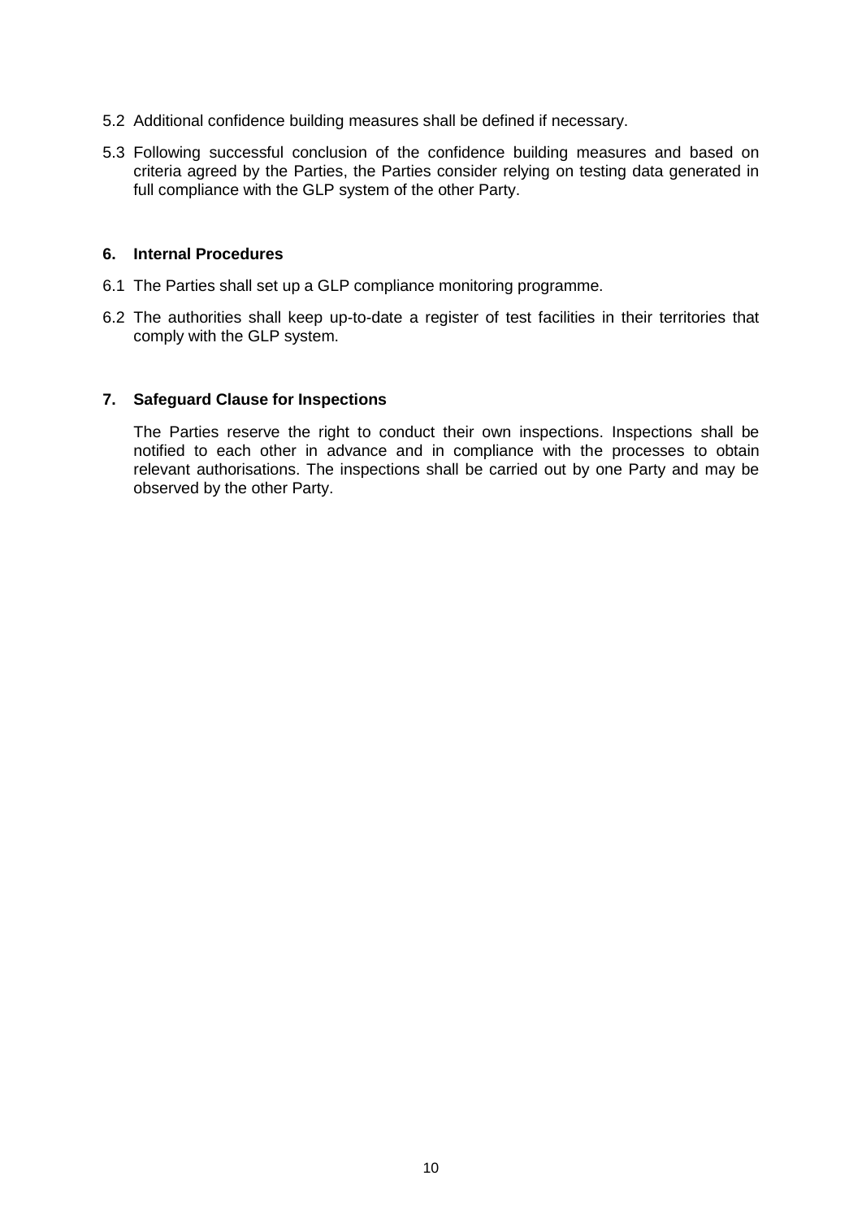5.2 Additional confidence building measures shall be defined if necessary.

5.3 Following successful conclusion of the confidence building measures and based on criteria agreed by the Parties, the Parties consider relying on testing data generated in full compliance with the GLP system of the other Party.

## 6. Internal Procedures

6.1 The Parties shall set up a GLP compliance monitoring programme.

6.2 The authorities shall keep up-to-date a register of test facilities in their territories that comply with the GLP system.

## 7. Safeguard Clause for Inspections

The Parties reserve the right to conduct their own inspections. Inspections shall be notified to each other in advance and in compliance with the processes to obtain relevant authorisations. The inspections shall be carried out by one Party and may be observed by the other Party.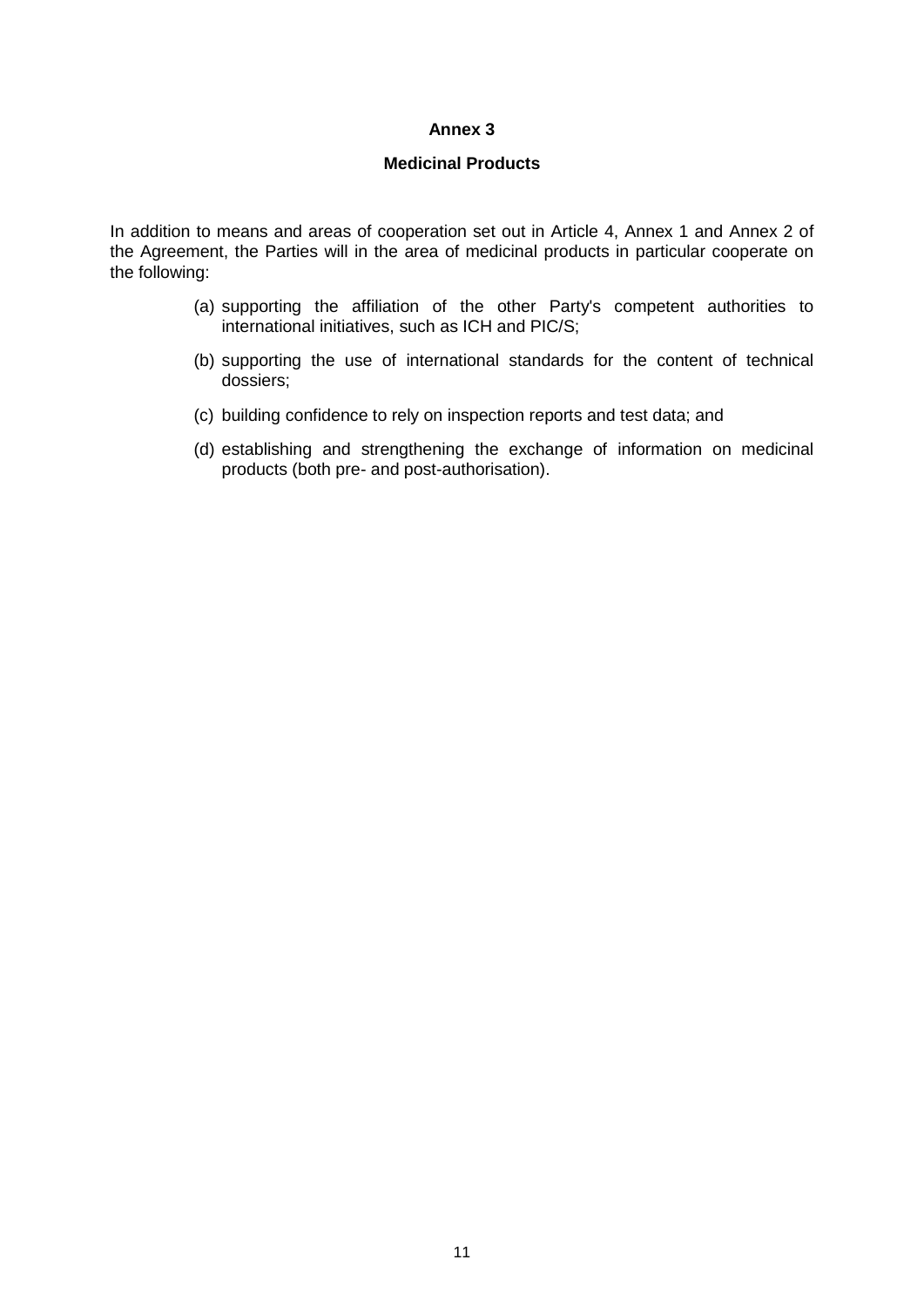# Annex 3

## Medicinal Products

In addition to means and areas of cooperation set out in Article 4, Annex 1 and Annex 2 of the Agreement, the Parties will in the area of medicinal products in particular cooperate on the following:

(a) supporting the affiliation of the other Party's competent authorities to international initiatives, such as ICH and PIC/S;

(b) supporting the use of international standards for the content of technical dossiers;

(c) building confidence to rely on inspection reports and test data; and

(d) establishing and strengthening the exchange of information on medicinal products (both pre- and post-authorisation).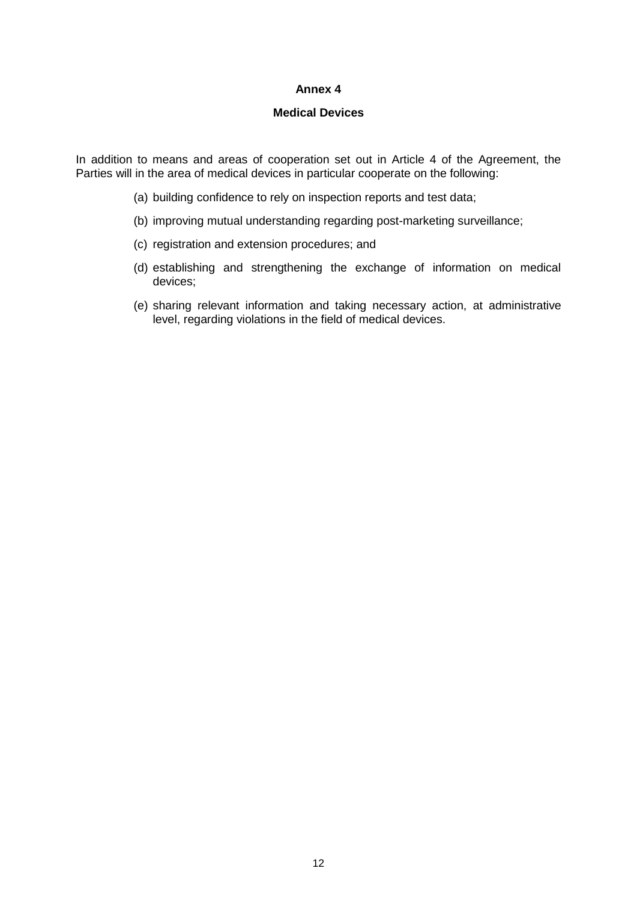**Annex 4**

**Medical Devices**

In addition to means and areas of cooperation set out in Article 4 of the Agreement, the Parties will in the area of medical devices in particular cooperate on the following:

(a) building confidence to rely on inspection reports and test data;

(b) improving mutual understanding regarding post-marketing surveillance;

(c) registration and extension procedures; and

(d) establishing and strengthening the exchange of information on medical devices;

(e) sharing relevant information and taking necessary action, at administrative level, regarding violations in the field of medical devices.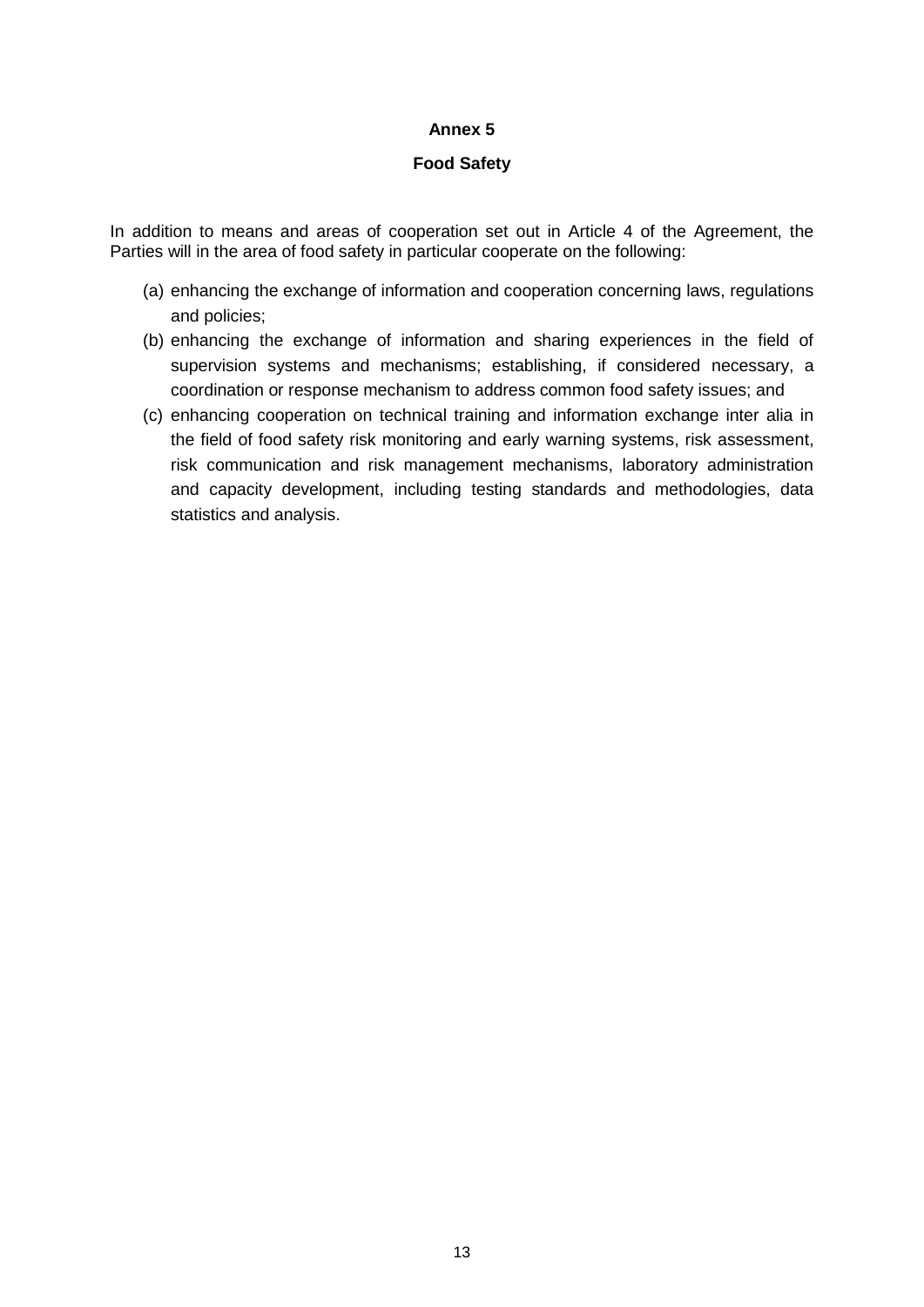# Annex 5

## Food Safety

In addition to means and areas of cooperation set out in Article 4 of the Agreement, the Parties will in the area of food safety in particular cooperate on the following:

(a) enhancing the exchange of information and cooperation concerning laws, regulations and policies;

(b) enhancing the exchange of information and sharing experiences in the field of supervision systems and mechanisms; establishing, if considered necessary, a coordination or response mechanism to address common food safety issues; and

(c) enhancing cooperation on technical training and information exchange inter alia in the field of food safety risk monitoring and early warning systems, risk assessment, risk communication and risk management mechanisms, laboratory administration and capacity development, including testing standards and methodologies, data statistics and analysis.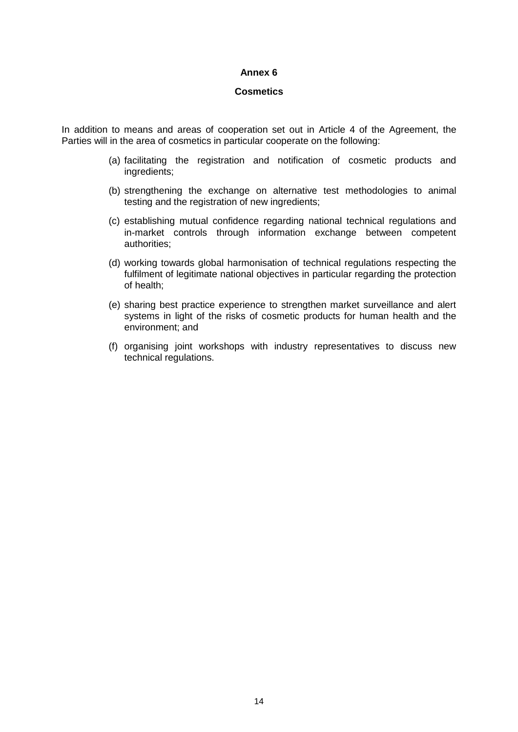# Annex 6

## Cosmetics

In addition to means and areas of cooperation set out in Article 4 of the Agreement, the Parties will in the area of cosmetics in particular cooperate on the following:

(a) facilitating the registration and notification of cosmetic products and ingredients;

(b) strengthening the exchange on alternative test methodologies to animal testing and the registration of new ingredients;

(c) establishing mutual confidence regarding national technical regulations and in-market controls through information exchange between competent authorities;

(d) working towards global harmonisation of technical regulations respecting the fulfilment of legitimate national objectives in particular regarding the protection of health;

(e) sharing best practice experience to strengthen market surveillance and alert systems in light of the risks of cosmetic products for human health and the environment; and

(f) organising joint workshops with industry representatives to discuss new technical regulations.